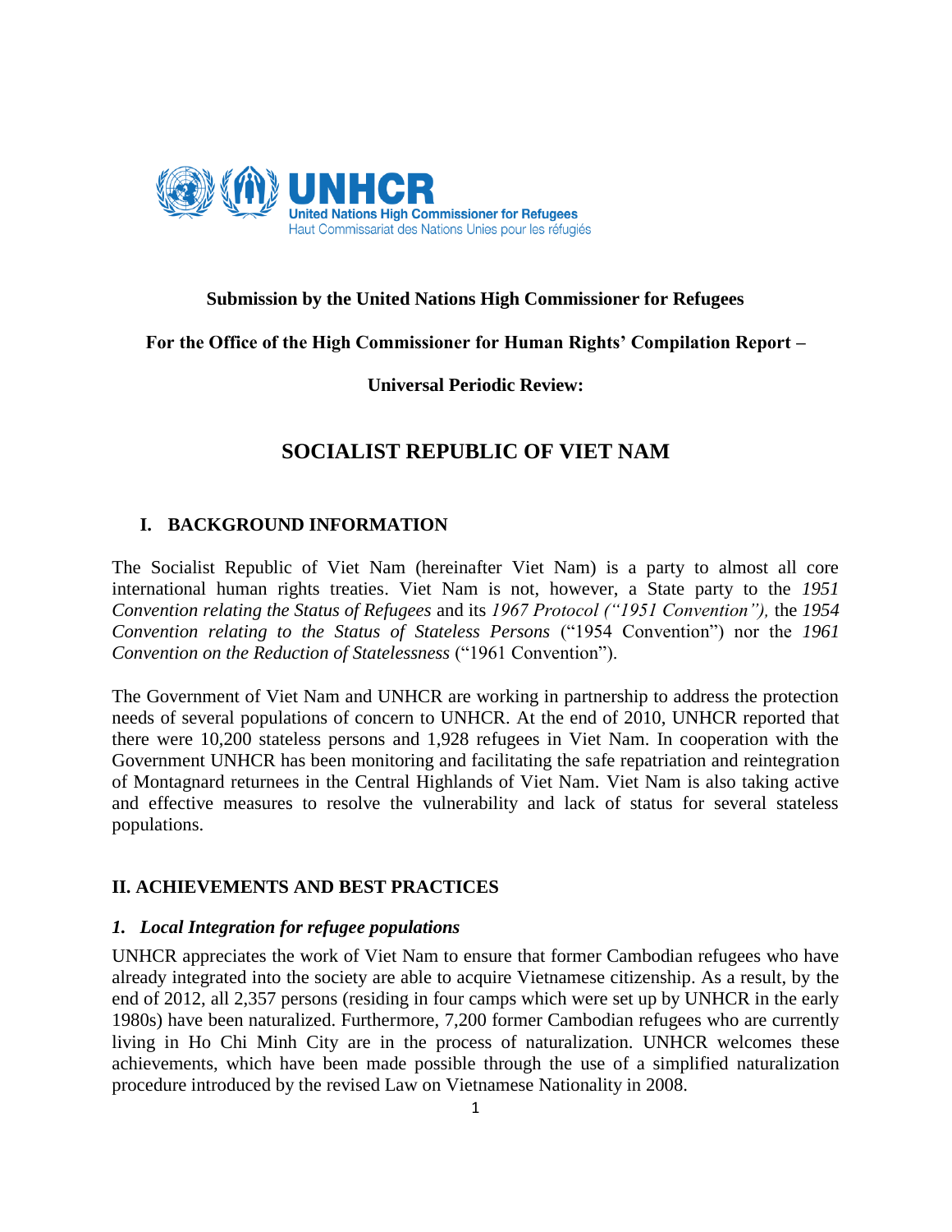**Submission by the United Nations High Commissioner for Refugees**

**For the Office of the High Commissioner for Human Rights' Compilation Report –**

**Universal Periodic Review:**

# SOCIALIST REPUBLIC OF VIET NAM

## I. BACKGROUND INFORMATION

The Socialist Republic of Viet Nam (hereinafter Viet Nam) is a party to almost all core international human rights treaties. Viet Nam is not, however, a State party to the *1951 Convention relating the Status of Refugees* and its *1967 Protocol ("1951 Convention"),* the *1954 Convention relating to the Status of Stateless Persons* ("1954 Convention") nor the *1961 Convention on the Reduction of Statelessness* ("1961 Convention").

The Government of Viet Nam and UNHCR are working in partnership to address the protection needs of several populations of concern to UNHCR. At the end of 2010, UNHCR reported that there were 10,200 stateless persons and 1,928 refugees in Viet Nam. In cooperation with the Government UNHCR has been monitoring and facilitating the safe repatriation and reintegration of Montagnard returnees in the Central Highlands of Viet Nam. Viet Nam is also taking active and effective measures to resolve the vulnerability and lack of status for several stateless populations.

## II. ACHIEVEMENTS AND BEST PRACTICES

### *1. Local Integration for refugee populations*

UNHCR appreciates the work of Viet Nam to ensure that former Cambodian refugees who have already integrated into the society are able to acquire Vietnamese citizenship. As a result, by the end of 2012, all 2,357 persons (residing in four camps which were set up by UNHCR in the early 1980s) have been naturalized. Furthermore, 7,200 former Cambodian refugees who are currently living in Ho Chi Minh City are in the process of naturalization. UNHCR welcomes these achievements, which have been made possible through the use of a simplified naturalization procedure introduced by the revised Law on Vietnamese Nationality in 2008.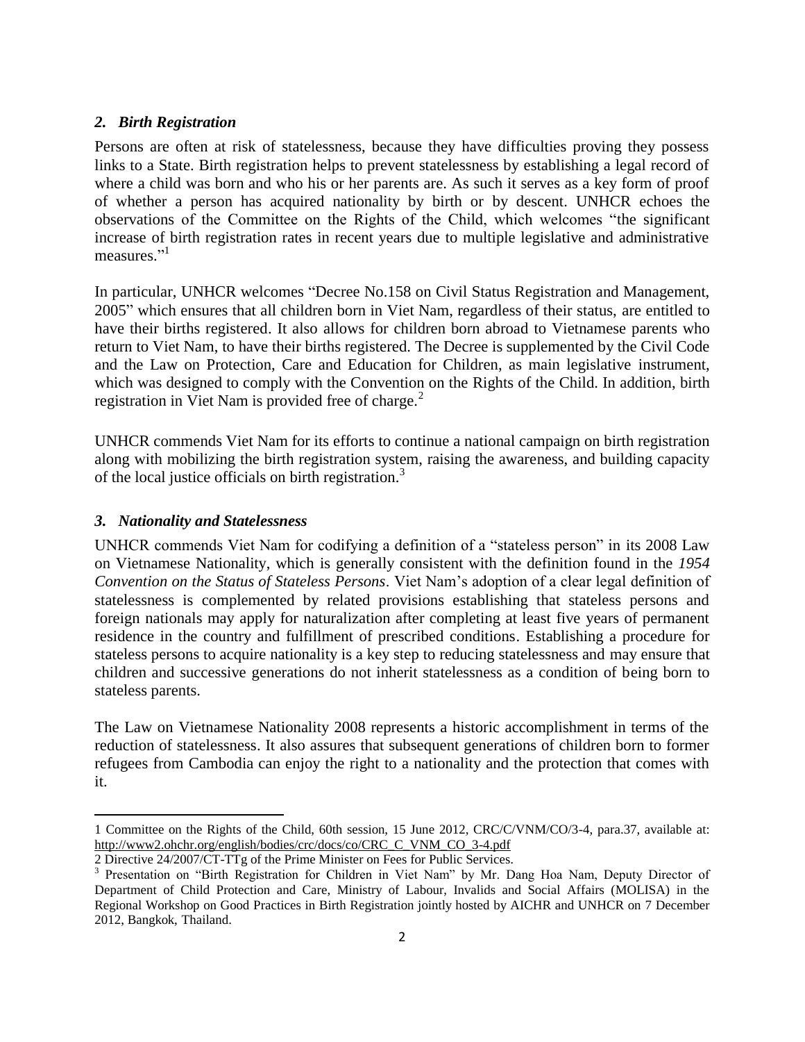### *2. Birth Registration*

Persons are often at risk of statelessness, because they have difficulties proving they possess links to a State. Birth registration helps to prevent statelessness by establishing a legal record of where a child was born and who his or her parents are. As such it serves as a key form of proof of whether a person has acquired nationality by birth or by descent. UNHCR echoes the observations of the Committee on the Rights of the Child, which welcomes "the significant increase of birth registration rates in recent years due to multiple legislative and administrative measures."[1]

In particular, UNHCR welcomes "Decree No.158 on Civil Status Registration and Management, 2005" which ensures that all children born in Viet Nam, regardless of their status, are entitled to have their births registered. It also allows for children born abroad to Vietnamese parents who return to Viet Nam, to have their births registered. The Decree is supplemented by the Civil Code and the Law on Protection, Care and Education for Children, as main legislative instrument, which was designed to comply with the Convention on the Rights of the Child. In addition, birth registration in Viet Nam is provided free of charge.[2]

UNHCR commends Viet Nam for its efforts to continue a national campaign on birth registration along with mobilizing the birth registration system, raising the awareness, and building capacity of the local justice officials on birth registration.[3]

### *3. Nationality and Statelessness*

UNHCR commends Viet Nam for codifying a definition of a "stateless person" in its 2008 Law on Vietnamese Nationality, which is generally consistent with the definition found in the *1954 Convention on the Status of Stateless Persons*. Viet Nam's adoption of a clear legal definition of statelessness is complemented by related provisions establishing that stateless persons and foreign nationals may apply for naturalization after completing at least five years of permanent residence in the country and fulfillment of prescribed conditions. Establishing a procedure for stateless persons to acquire nationality is a key step to reducing statelessness and may ensure that children and successive generations do not inherit statelessness as a condition of being born to stateless parents.

The Law on Vietnamese Nationality 2008 represents a historic accomplishment in terms of the reduction of statelessness. It also assures that subsequent generations of children born to former refugees from Cambodia can enjoy the right to a nationality and the protection that comes with it.

---

1 Committee on the Rights of the Child, 60th session, 15 June 2012, CRC/C/VNM/CO/3-4, para.37, available at: http://www2.ohchr.org/english/bodies/crc/docs/co/CRC_C_VNM_CO_3-4.pdf

2 Directive 24/2007/CT-TTg of the Prime Minister on Fees for Public Services.

3 Presentation on "Birth Registration for Children in Viet Nam" by Mr. Dang Hoa Nam, Deputy Director of Department of Child Protection and Care, Ministry of Labour, Invalids and Social Affairs (MOLISA) in the Regional Workshop on Good Practices in Birth Registration jointly hosted by AICHR and UNHCR on 7 December 2012, Bangkok, Thailand.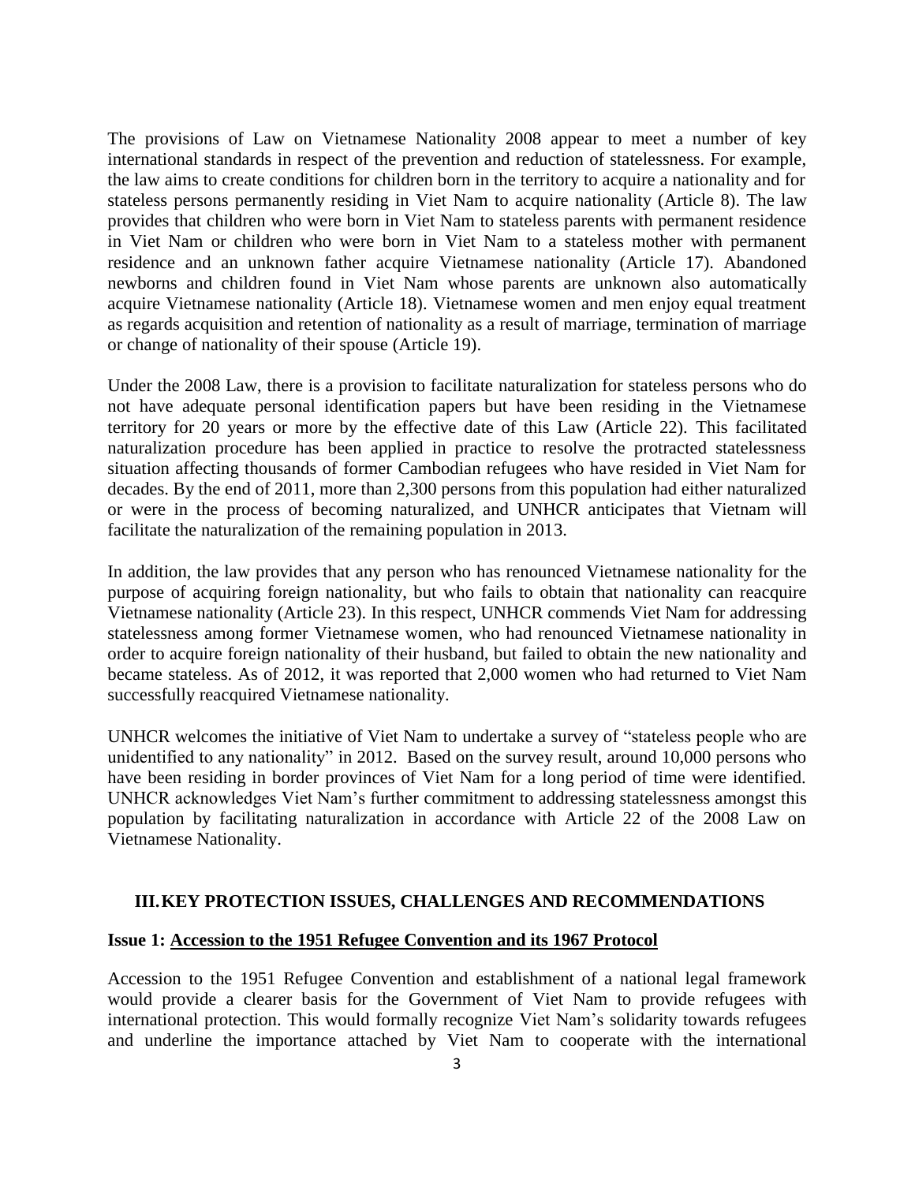The provisions of Law on Vietnamese Nationality 2008 appear to meet a number of key international standards in respect of the prevention and reduction of statelessness. For example, the law aims to create conditions for children born in the territory to acquire a nationality and for stateless persons permanently residing in Viet Nam to acquire nationality (Article 8). The law provides that children who were born in Viet Nam to stateless parents with permanent residence in Viet Nam or children who were born in Viet Nam to a stateless mother with permanent residence and an unknown father acquire Vietnamese nationality (Article 17). Abandoned newborns and children found in Viet Nam whose parents are unknown also automatically acquire Vietnamese nationality (Article 18). Vietnamese women and men enjoy equal treatment as regards acquisition and retention of nationality as a result of marriage, termination of marriage or change of nationality of their spouse (Article 19).

Under the 2008 Law, there is a provision to facilitate naturalization for stateless persons who do not have adequate personal identification papers but have been residing in the Vietnamese territory for 20 years or more by the effective date of this Law (Article 22). This facilitated naturalization procedure has been applied in practice to resolve the protracted statelessness situation affecting thousands of former Cambodian refugees who have resided in Viet Nam for decades. By the end of 2011, more than 2,300 persons from this population had either naturalized or were in the process of becoming naturalized, and UNHCR anticipates that Vietnam will facilitate the naturalization of the remaining population in 2013.

In addition, the law provides that any person who has renounced Vietnamese nationality for the purpose of acquiring foreign nationality, but who fails to obtain that nationality can reacquire Vietnamese nationality (Article 23). In this respect, UNHCR commends Viet Nam for addressing statelessness among former Vietnamese women, who had renounced Vietnamese nationality in order to acquire foreign nationality of their husband, but failed to obtain the new nationality and became stateless. As of 2012, it was reported that 2,000 women who had returned to Viet Nam successfully reacquired Vietnamese nationality.

UNHCR welcomes the initiative of Viet Nam to undertake a survey of "stateless people who are unidentified to any nationality" in 2012. Based on the survey result, around 10,000 persons who have been residing in border provinces of Viet Nam for a long period of time were identified. UNHCR acknowledges Viet Nam's further commitment to addressing statelessness amongst this population by facilitating naturalization in accordance with Article 22 of the 2008 Law on Vietnamese Nationality.

## III. KEY PROTECTION ISSUES, CHALLENGES AND RECOMMENDATIONS

### Issue 1: Accession to the 1951 Refugee Convention and its 1967 Protocol

Accession to the 1951 Refugee Convention and establishment of a national legal framework would provide a clearer basis for the Government of Viet Nam to provide refugees with international protection. This would formally recognize Viet Nam's solidarity towards refugees and underline the importance attached by Viet Nam to cooperate with the international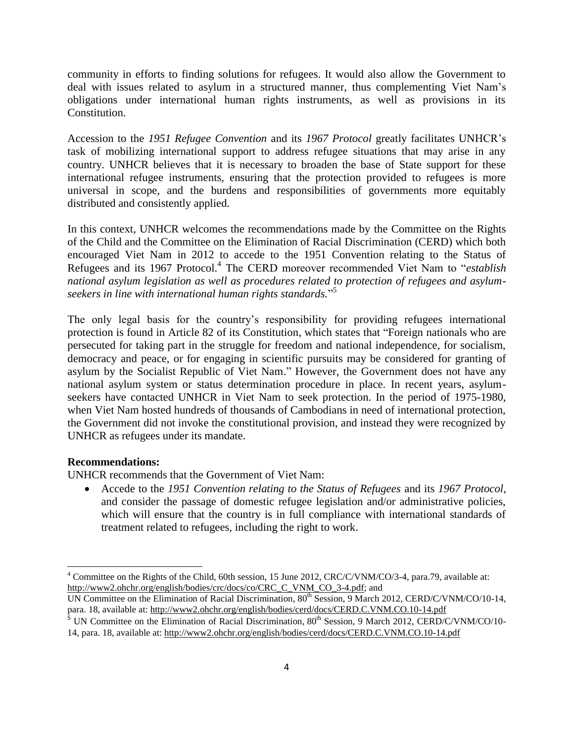community in efforts to finding solutions for refugees. It would also allow the Government to deal with issues related to asylum in a structured manner, thus complementing Viet Nam's obligations under international human rights instruments, as well as provisions in its Constitution.

Accession to the *1951 Refugee Convention* and its *1967 Protocol* greatly facilitates UNHCR's task of mobilizing international support to address refugee situations that may arise in any country. UNHCR believes that it is necessary to broaden the base of State support for these international refugee instruments, ensuring that the protection provided to refugees is more universal in scope, and the burdens and responsibilities of governments more equitably distributed and consistently applied.

In this context, UNHCR welcomes the recommendations made by the Committee on the Rights of the Child and the Committee on the Elimination of Racial Discrimination (CERD) which both encouraged Viet Nam in 2012 to accede to the 1951 Convention relating to the Status of Refugees and its 1967 Protocol.[4] The CERD moreover recommended Viet Nam to "*establish national asylum legislation as well as procedures related to protection of refugees and asylum-seekers in line with international human rights standards.*"[5]

The only legal basis for the country's responsibility for providing refugees international protection is found in Article 82 of its Constitution, which states that "Foreign nationals who are persecuted for taking part in the struggle for freedom and national independence, for socialism, democracy and peace, or for engaging in scientific pursuits may be considered for granting of asylum by the Socialist Republic of Viet Nam." However, the Government does not have any national asylum system or status determination procedure in place. In recent years, asylum-seekers have contacted UNHCR in Viet Nam to seek protection. In the period of 1975-1980, when Viet Nam hosted hundreds of thousands of Cambodians in need of international protection, the Government did not invoke the constitutional provision, and instead they were recognized by UNHCR as refugees under its mandate.

**Recommendations:**

UNHCR recommends that the Government of Viet Nam:

- Accede to the *1951 Convention relating to the Status of Refugees* and its *1967 Protocol*, and consider the passage of domestic refugee legislation and/or administrative policies, which will ensure that the country is in full compliance with international standards of treatment related to refugees, including the right to work.

---

[4] Committee on the Rights of the Child, 60th session, 15 June 2012, CRC/C/VNM/CO/3-4, para.79, available at: http://www2.ohchr.org/english/bodies/crc/docs/co/CRC_C_VNM_CO_3-4.pdf; and UN Committee on the Elimination of Racial Discrimination, 80th Session, 9 March 2012, CERD/C/VNM/CO/10-14, para. 18, available at: http://www2.ohchr.org/english/bodies/cerd/docs/CERD.C.VNM.CO.10-14.pdf

[5] UN Committee on the Elimination of Racial Discrimination, 80th Session, 9 March 2012, CERD/C/VNM/CO/10-14, para. 18, available at: http://www2.ohchr.org/english/bodies/cerd/docs/CERD.C.VNM.CO.10-14.pdf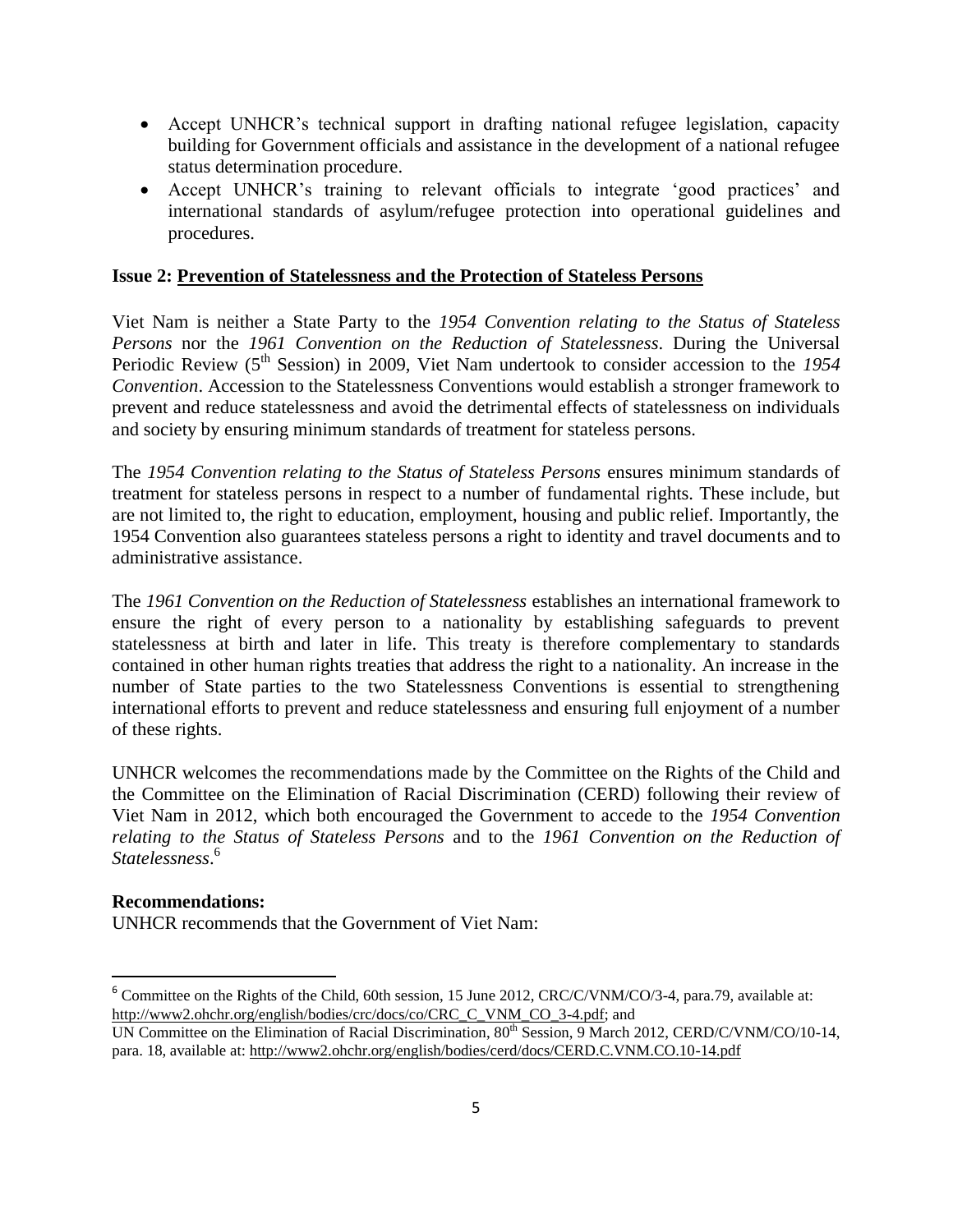- Accept UNHCR's technical support in drafting national refugee legislation, capacity building for Government officials and assistance in the development of a national refugee status determination procedure.
- Accept UNHCR's training to relevant officials to integrate 'good practices' and international standards of asylum/refugee protection into operational guidelines and procedures.

**Issue 2: Prevention of Statelessness and the Protection of Stateless Persons**

Viet Nam is neither a State Party to the *1954 Convention relating to the Status of Stateless Persons* nor the *1961 Convention on the Reduction of Statelessness*. During the Universal Periodic Review (5th Session) in 2009, Viet Nam undertook to consider accession to the *1954 Convention*. Accession to the Statelessness Conventions would establish a stronger framework to prevent and reduce statelessness and avoid the detrimental effects of statelessness on individuals and society by ensuring minimum standards of treatment for stateless persons.

The *1954 Convention relating to the Status of Stateless Persons* ensures minimum standards of treatment for stateless persons in respect to a number of fundamental rights. These include, but are not limited to, the right to education, employment, housing and public relief. Importantly, the 1954 Convention also guarantees stateless persons a right to identity and travel documents and to administrative assistance.

The *1961 Convention on the Reduction of Statelessness* establishes an international framework to ensure the right of every person to a nationality by establishing safeguards to prevent statelessness at birth and later in life. This treaty is therefore complementary to standards contained in other human rights treaties that address the right to a nationality. An increase in the number of State parties to the two Statelessness Conventions is essential to strengthening international efforts to prevent and reduce statelessness and ensuring full enjoyment of a number of these rights.

UNHCR welcomes the recommendations made by the Committee on the Rights of the Child and the Committee on the Elimination of Racial Discrimination (CERD) following their review of Viet Nam in 2012, which both encouraged the Government to accede to the *1954 Convention relating to the Status of Stateless Persons* and to the *1961 Convention on the Reduction of Statelessness*.[6]

**Recommendations:**

UNHCR recommends that the Government of Viet Nam:

---

[6] Committee on the Rights of the Child, 60th session, 15 June 2012, CRC/C/VNM/CO/3-4, para.79, available at: http://www2.ohchr.org/english/bodies/crc/docs/co/CRC_C_VNM_CO_3-4.pdf; and UN Committee on the Elimination of Racial Discrimination, 80th Session, 9 March 2012, CERD/C/VNM/CO/10-14, para. 18, available at: http://www2.ohchr.org/english/bodies/cerd/docs/CERD.C.VNM.CO.10-14.pdf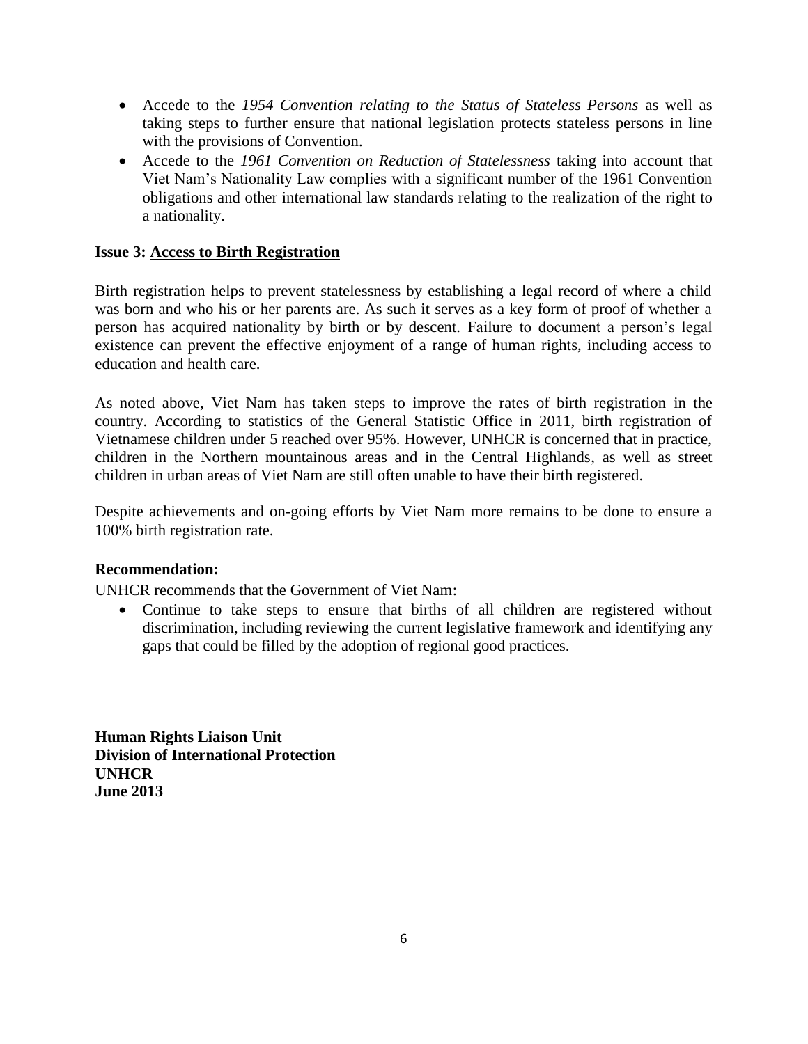- Accede to the *1954 Convention relating to the Status of Stateless Persons* as well as taking steps to further ensure that national legislation protects stateless persons in line with the provisions of Convention.
- Accede to the *1961 Convention on Reduction of Statelessness* taking into account that Viet Nam's Nationality Law complies with a significant number of the 1961 Convention obligations and other international law standards relating to the realization of the right to a nationality.

**Issue 3: <u>Access to Birth Registration</u>**

Birth registration helps to prevent statelessness by establishing a legal record of where a child was born and who his or her parents are. As such it serves as a key form of proof of whether a person has acquired nationality by birth or by descent. Failure to document a person's legal existence can prevent the effective enjoyment of a range of human rights, including access to education and health care.

As noted above, Viet Nam has taken steps to improve the rates of birth registration in the country. According to statistics of the General Statistic Office in 2011, birth registration of Vietnamese children under 5 reached over 95%. However, UNHCR is concerned that in practice, children in the Northern mountainous areas and in the Central Highlands, as well as street children in urban areas of Viet Nam are still often unable to have their birth registered.

Despite achievements and on-going efforts by Viet Nam more remains to be done to ensure a 100% birth registration rate.

**Recommendation:**

UNHCR recommends that the Government of Viet Nam:

- Continue to take steps to ensure that births of all children are registered without discrimination, including reviewing the current legislative framework and identifying any gaps that could be filled by the adoption of regional good practices.

**Human Rights Liaison Unit**
**Division of International Protection**
**UNHCR**
**June 2013**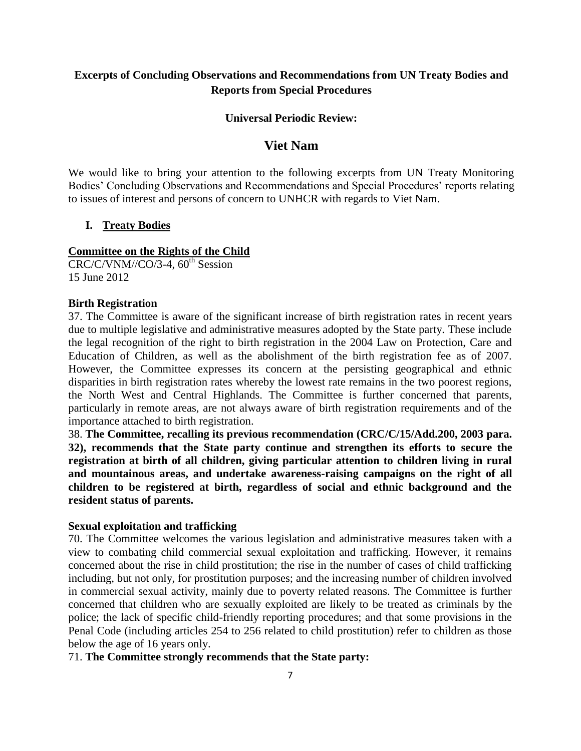**Excerpts of Concluding Observations and Recommendations from UN Treaty Bodies and Reports from Special Procedures**

**Universal Periodic Review:**

## Viet Nam

We would like to bring your attention to the following excerpts from UN Treaty Monitoring Bodies' Concluding Observations and Recommendations and Special Procedures' reports relating to issues of interest and persons of concern to UNHCR with regards to Viet Nam.

### I. Treaty Bodies

**Committee on the Rights of the Child**

CRC/C/VNM//CO/3-4, 60th Session
15 June 2012

**Birth Registration**

37. The Committee is aware of the significant increase of birth registration rates in recent years due to multiple legislative and administrative measures adopted by the State party. These include the legal recognition of the right to birth registration in the 2004 Law on Protection, Care and Education of Children, as well as the abolishment of the birth registration fee as of 2007. However, the Committee expresses its concern at the persisting geographical and ethnic disparities in birth registration rates whereby the lowest rate remains in the two poorest regions, the North West and Central Highlands. The Committee is further concerned that parents, particularly in remote areas, are not always aware of birth registration requirements and of the importance attached to birth registration.

38. **The Committee, recalling its previous recommendation (CRC/C/15/Add.200, 2003 para. 32), recommends that the State party continue and strengthen its efforts to secure the registration at birth of all children, giving particular attention to children living in rural and mountainous areas, and undertake awareness-raising campaigns on the right of all children to be registered at birth, regardless of social and ethnic background and the resident status of parents.**

**Sexual exploitation and trafficking**

70. The Committee welcomes the various legislation and administrative measures taken with a view to combating child commercial sexual exploitation and trafficking. However, it remains concerned about the rise in child prostitution; the rise in the number of cases of child trafficking including, but not only, for prostitution purposes; and the increasing number of children involved in commercial sexual activity, mainly due to poverty related reasons. The Committee is further concerned that children who are sexually exploited are likely to be treated as criminals by the police; the lack of specific child-friendly reporting procedures; and that some provisions in the Penal Code (including articles 254 to 256 related to child prostitution) refer to children as those below the age of 16 years only.

71. **The Committee strongly recommends that the State party:**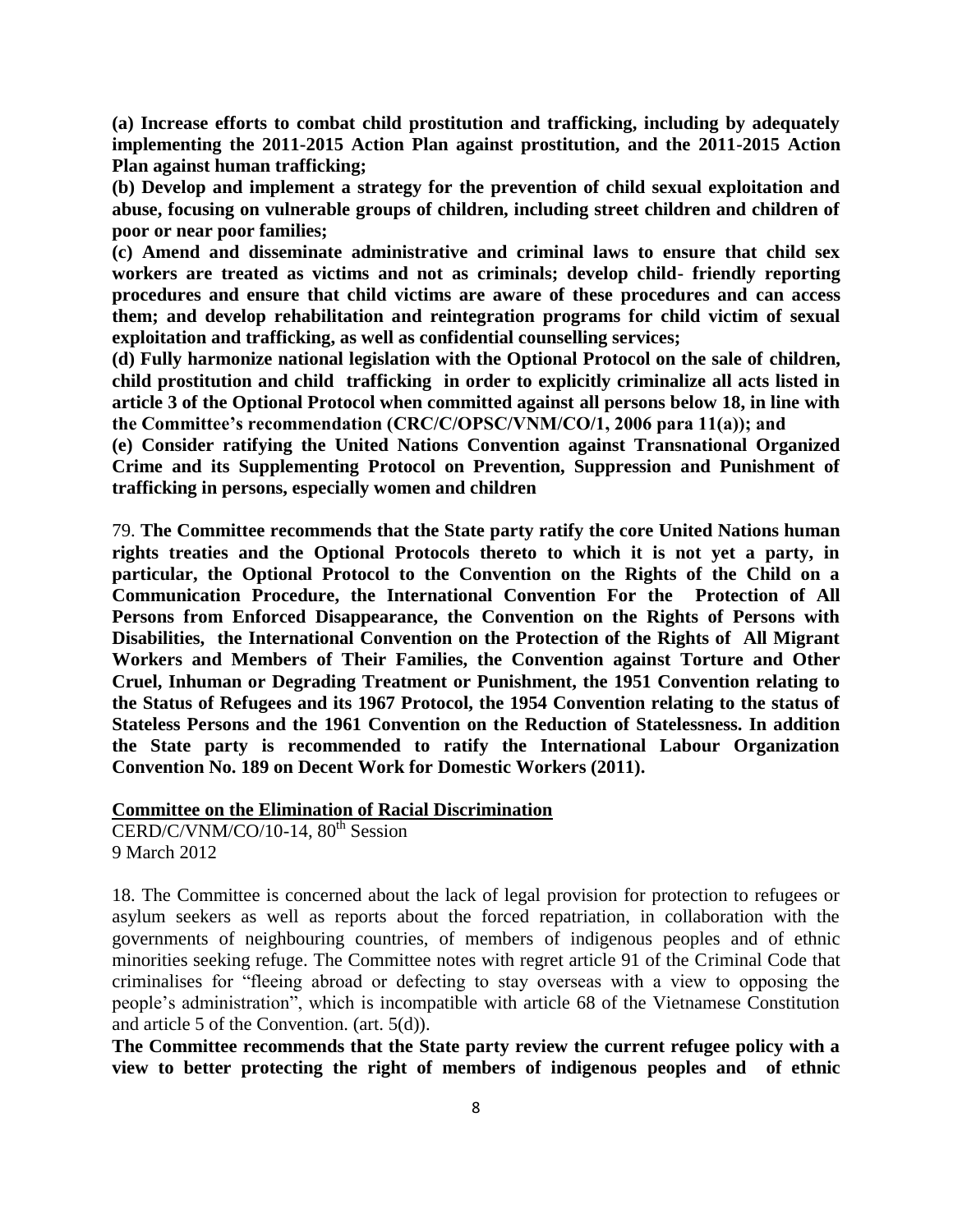**(a) Increase efforts to combat child prostitution and trafficking, including by adequately implementing the 2011-2015 Action Plan against prostitution, and the 2011-2015 Action Plan against human trafficking;**

**(b) Develop and implement a strategy for the prevention of child sexual exploitation and abuse, focusing on vulnerable groups of children, including street children and children of poor or near poor families;**

**(c) Amend and disseminate administrative and criminal laws to ensure that child sex workers are treated as victims and not as criminals; develop child- friendly reporting procedures and ensure that child victims are aware of these procedures and can access them; and develop rehabilitation and reintegration programs for child victim of sexual exploitation and trafficking, as well as confidential counselling services;**

**(d) Fully harmonize national legislation with the Optional Protocol on the sale of children, child prostitution and child trafficking in order to explicitly criminalize all acts listed in article 3 of the Optional Protocol when committed against all persons below 18, in line with the Committee's recommendation (CRC/C/OPSC/VNM/CO/1, 2006 para 11(a)); and**

**(e) Consider ratifying the United Nations Convention against Transnational Organized Crime and its Supplementing Protocol on Prevention, Suppression and Punishment of trafficking in persons, especially women and children**

79. **The Committee recommends that the State party ratify the core United Nations human rights treaties and the Optional Protocols thereto to which it is not yet a party, in particular, the Optional Protocol to the Convention on the Rights of the Child on a Communication Procedure, the International Convention For the Protection of All Persons from Enforced Disappearance, the Convention on the Rights of Persons with Disabilities, the International Convention on the Protection of the Rights of All Migrant Workers and Members of Their Families, the Convention against Torture and Other Cruel, Inhuman or Degrading Treatment or Punishment, the 1951 Convention relating to the Status of Refugees and its 1967 Protocol, the 1954 Convention relating to the status of Stateless Persons and the 1961 Convention on the Reduction of Statelessness. In addition the State party is recommended to ratify the International Labour Organization Convention No. 189 on Decent Work for Domestic Workers (2011).**

**<u>Committee on the Elimination of Racial Discrimination</u>**

CERD/C/VNM/CO/10-14, 80th Session
9 March 2012

18. The Committee is concerned about the lack of legal provision for protection to refugees or asylum seekers as well as reports about the forced repatriation, in collaboration with the governments of neighbouring countries, of members of indigenous peoples and of ethnic minorities seeking refuge. The Committee notes with regret article 91 of the Criminal Code that criminalises for "fleeing abroad or defecting to stay overseas with a view to opposing the people's administration", which is incompatible with article 68 of the Vietnamese Constitution and article 5 of the Convention. (art. 5(d)).

**The Committee recommends that the State party review the current refugee policy with a view to better protecting the right of members of indigenous peoples and of ethnic**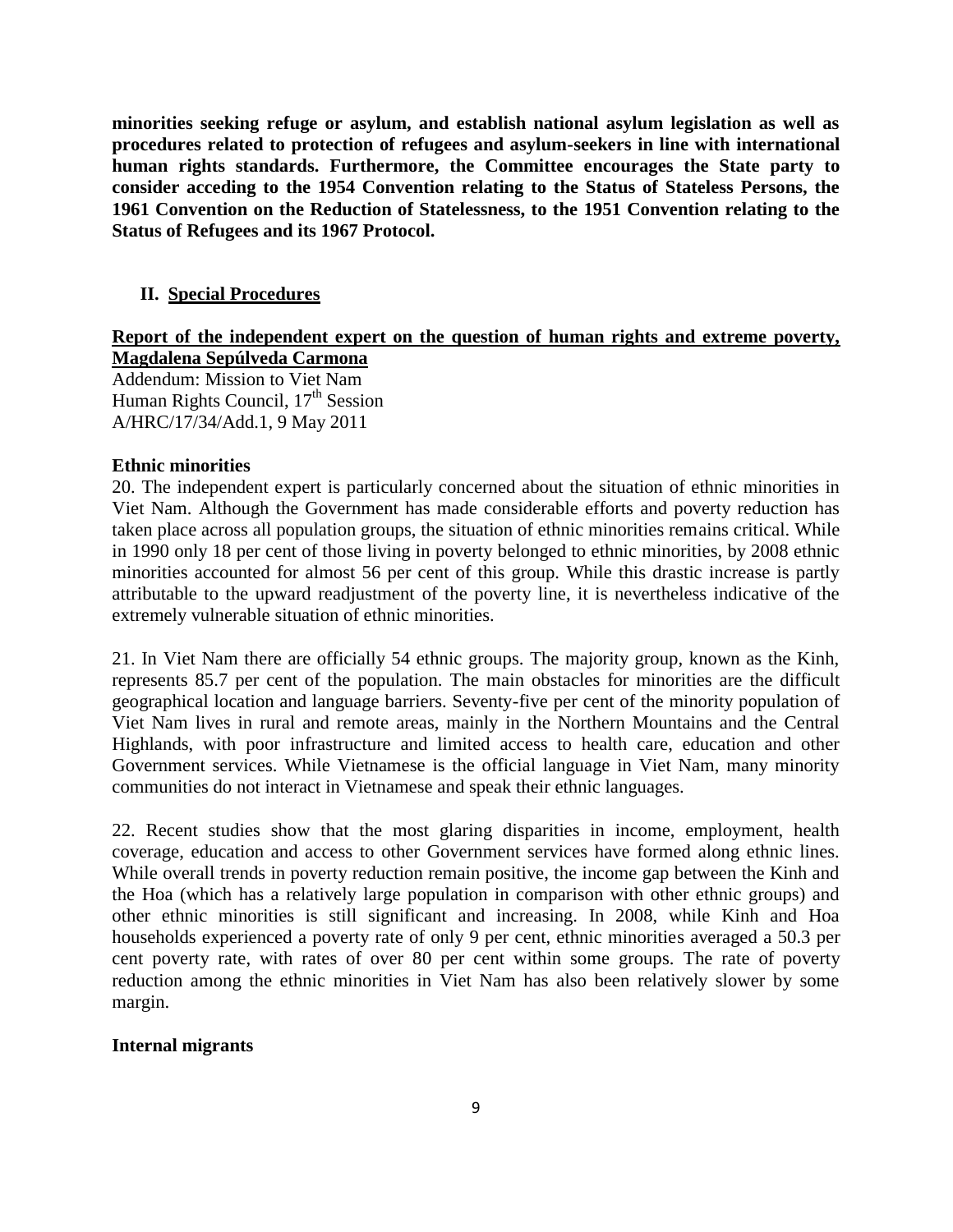**minorities seeking refuge or asylum, and establish national asylum legislation as well as procedures related to protection of refugees and asylum-seekers in line with international human rights standards. Furthermore, the Committee encourages the State party to consider acceding to the 1954 Convention relating to the Status of Stateless Persons, the 1961 Convention on the Reduction of Statelessness, to the 1951 Convention relating to the Status of Refugees and its 1967 Protocol.**

## II. Special Procedures

**Report of the independent expert on the question of human rights and extreme poverty, Magdalena Sepúlveda Carmona**

Addendum: Mission to Viet Nam
Human Rights Council, 17th Session
A/HRC/17/34/Add.1, 9 May 2011

### Ethnic minorities

20. The independent expert is particularly concerned about the situation of ethnic minorities in Viet Nam. Although the Government has made considerable efforts and poverty reduction has taken place across all population groups, the situation of ethnic minorities remains critical. While in 1990 only 18 per cent of those living in poverty belonged to ethnic minorities, by 2008 ethnic minorities accounted for almost 56 per cent of this group. While this drastic increase is partly attributable to the upward readjustment of the poverty line, it is nevertheless indicative of the extremely vulnerable situation of ethnic minorities.

21. In Viet Nam there are officially 54 ethnic groups. The majority group, known as the Kinh, represents 85.7 per cent of the population. The main obstacles for minorities are the difficult geographical location and language barriers. Seventy-five per cent of the minority population of Viet Nam lives in rural and remote areas, mainly in the Northern Mountains and the Central Highlands, with poor infrastructure and limited access to health care, education and other Government services. While Vietnamese is the official language in Viet Nam, many minority communities do not interact in Vietnamese and speak their ethnic languages.

22. Recent studies show that the most glaring disparities in income, employment, health coverage, education and access to other Government services have formed along ethnic lines. While overall trends in poverty reduction remain positive, the income gap between the Kinh and the Hoa (which has a relatively large population in comparison with other ethnic groups) and other ethnic minorities is still significant and increasing. In 2008, while Kinh and Hoa households experienced a poverty rate of only 9 per cent, ethnic minorities averaged a 50.3 per cent poverty rate, with rates of over 80 per cent within some groups. The rate of poverty reduction among the ethnic minorities in Viet Nam has also been relatively slower by some margin.

### Internal migrants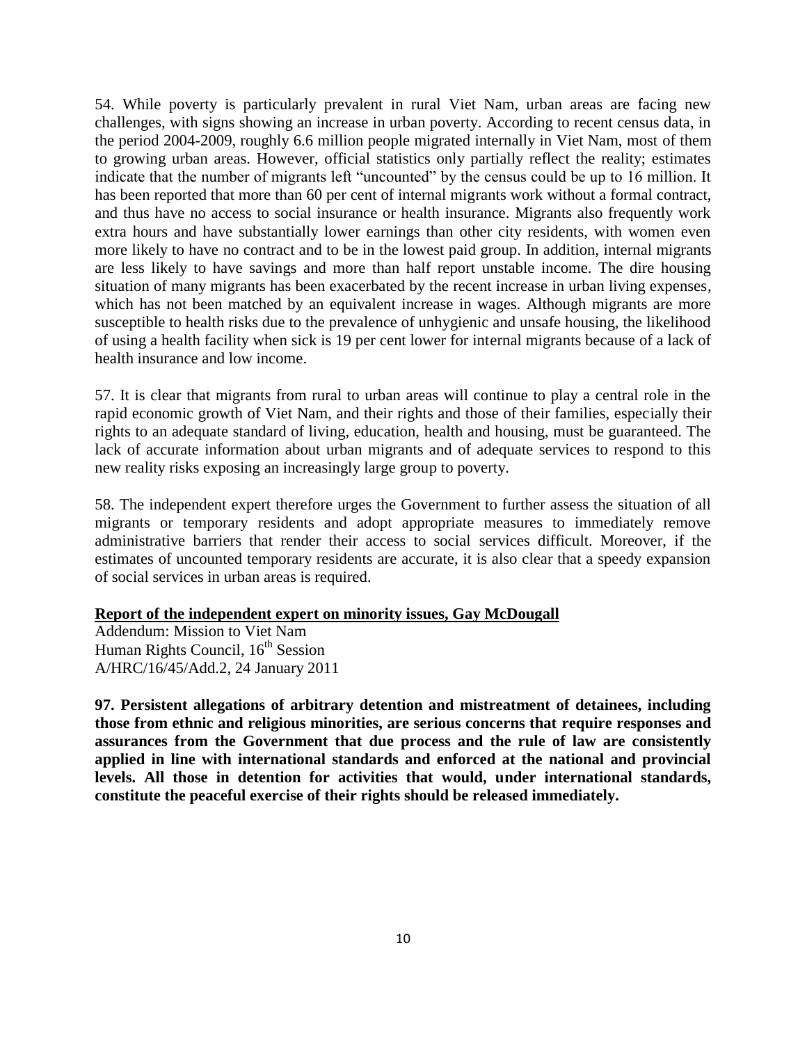54. While poverty is particularly prevalent in rural Viet Nam, urban areas are facing new challenges, with signs showing an increase in urban poverty. According to recent census data, in the period 2004-2009, roughly 6.6 million people migrated internally in Viet Nam, most of them to growing urban areas. However, official statistics only partially reflect the reality; estimates indicate that the number of migrants left "uncounted" by the census could be up to 16 million. It has been reported that more than 60 per cent of internal migrants work without a formal contract, and thus have no access to social insurance or health insurance. Migrants also frequently work extra hours and have substantially lower earnings than other city residents, with women even more likely to have no contract and to be in the lowest paid group. In addition, internal migrants are less likely to have savings and more than half report unstable income. The dire housing situation of many migrants has been exacerbated by the recent increase in urban living expenses, which has not been matched by an equivalent increase in wages. Although migrants are more susceptible to health risks due to the prevalence of unhygienic and unsafe housing, the likelihood of using a health facility when sick is 19 per cent lower for internal migrants because of a lack of health insurance and low income.

57. It is clear that migrants from rural to urban areas will continue to play a central role in the rapid economic growth of Viet Nam, and their rights and those of their families, especially their rights to an adequate standard of living, education, health and housing, must be guaranteed. The lack of accurate information about urban migrants and of adequate services to respond to this new reality risks exposing an increasingly large group to poverty.

58. The independent expert therefore urges the Government to further assess the situation of all migrants or temporary residents and adopt appropriate measures to immediately remove administrative barriers that render their access to social services difficult. Moreover, if the estimates of uncounted temporary residents are accurate, it is also clear that a speedy expansion of social services in urban areas is required.

**Report of the independent expert on minority issues, Gay McDougall**

Addendum: Mission to Viet Nam
Human Rights Council, 16th Session
A/HRC/16/45/Add.2, 24 January 2011

**97. Persistent allegations of arbitrary detention and mistreatment of detainees, including those from ethnic and religious minorities, are serious concerns that require responses and assurances from the Government that due process and the rule of law are consistently applied in line with international standards and enforced at the national and provincial levels. All those in detention for activities that would, under international standards, constitute the peaceful exercise of their rights should be released immediately.**